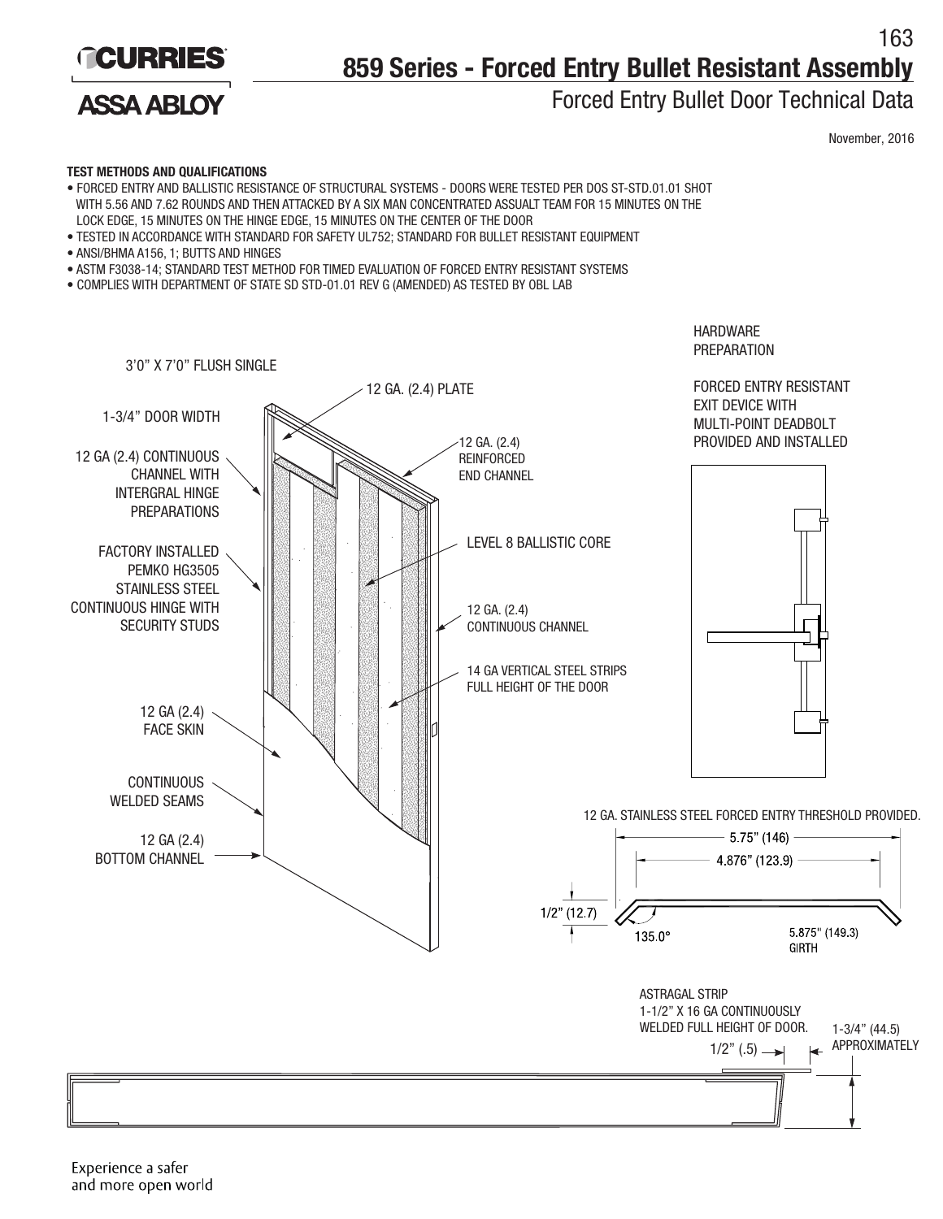# 859 Series - Forced Entry Bullet Resistant Assembly

## Forced Entry Bullet Door Technical Data

November, 2016

**TEST METHODS AND QUALIFICATIONS**

- FORCED ENTRY AND BALLISTIC RESISTANCE OF STRUCTURAL SYSTEMS - DOORS WERE TESTED PER DOS ST-STD.01.01 SHOT WITH 5.56 AND 7.62 ROUNDS AND THEN ATTACKED BY A SIX MAN CONCENTRATED ASSUALT TEAM FOR 15 MINUTES ON THE LOCK EDGE, 15 MINUTES ON THE HINGE EDGE, 15 MINUTES ON THE CENTER OF THE DOOR
- TESTED IN ACCORDANCE WITH STANDARD FOR SAFETY UL752; STANDARD FOR BULLET RESISTANT EQUIPMENT
- ANSI/BHMA A156, 1; BUTTS AND HINGES
- ASTM F3038-14; STANDARD TEST METHOD FOR TIMED EVALUATION OF FORCED ENTRY RESISTANT SYSTEMS
- COMPLIES WITH DEPARTMENT OF STATE SD STD-01.01 REV G (AMENDED) AS TESTED BY OBL LAB

3'0" X 7'0" FLUSH SINGLE

1-3/4" DOOR WIDTH

12 GA (2.4) CONTINUOUS CHANNEL WITH INTERGRAL HINGE PREPARATIONS

FACTORY INSTALLED PEMKO HG3505 STAINLESS STEEL CONTINUOUS HINGE WITH SECURITY STUDS

12 GA (2.4) FACE SKIN

CONTINUOUS WELDED SEAMS

12 GA (2.4) BOTTOM CHANNEL

12 GA. (2.4) PLATE

12 GA. (2.4) REINFORCED END CHANNEL

LEVEL 8 BALLISTIC CORE

12 GA. (2.4) CONTINUOUS CHANNEL

14 GA VERTICAL STEEL STRIPS FULL HEIGHT OF THE DOOR

HARDWARE PREPARATION

FORCED ENTRY RESISTANT EXIT DEVICE WITH MULTI-POINT DEADBOLT PROVIDED AND INSTALLED

12 GA. STAINLESS STEEL FORCED ENTRY THRESHOLD PROVIDED.

5.75" (146)

4.876" (123.9)

1/2" (12.7)

135.0°

5.875" (149.3) GIRTH

ASTRAGAL STRIP 1-1/2" X 16 GA CONTINUOUSLY WELDED FULL HEIGHT OF DOOR.

1/2" (.5)

1-3/4" (44.5) APPROXIMATELY

Experience a safer and more open world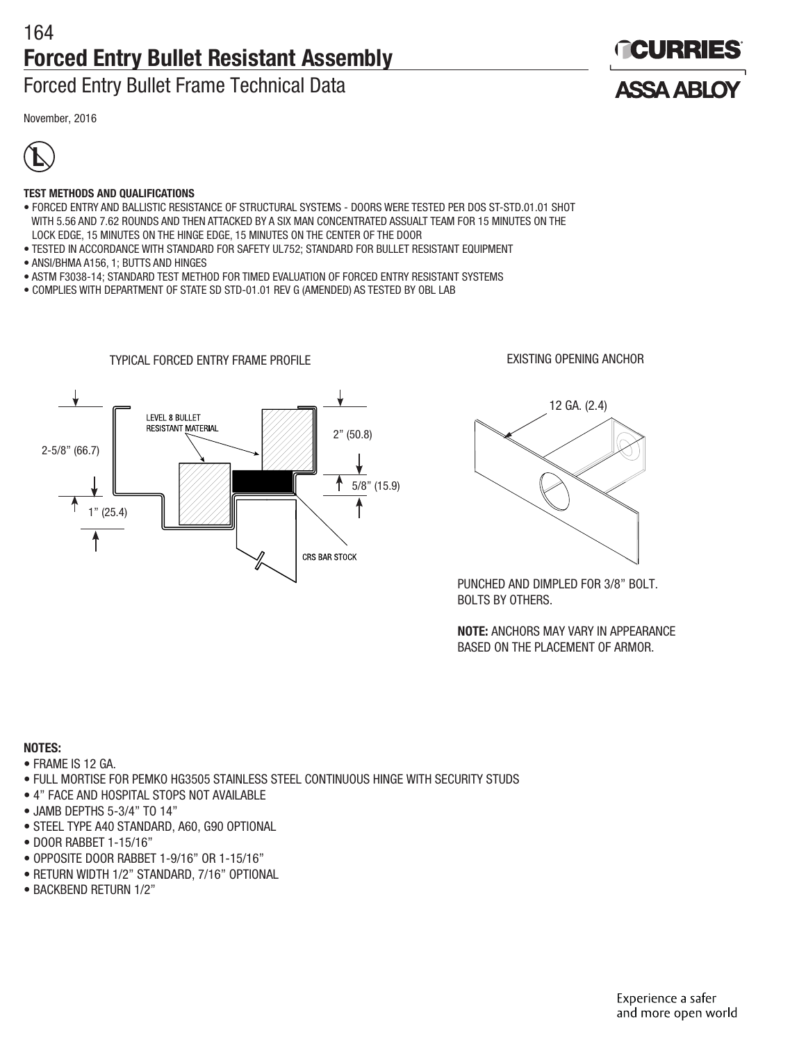# Forced Entry Bullet Resistant Assembly

## Forced Entry Bullet Frame Technical Data

November, 2016

**TEST METHODS AND QUALIFICATIONS**

- FORCED ENTRY AND BALLISTIC RESISTANCE OF STRUCTURAL SYSTEMS - DOORS WERE TESTED PER DOS ST-STD.01.01 SHOT WITH 5.56 AND 7.62 ROUNDS AND THEN ATTACKED BY A SIX MAN CONCENTRATED ASSUALT TEAM FOR 15 MINUTES ON THE LOCK EDGE, 15 MINUTES ON THE HINGE EDGE, 15 MINUTES ON THE CENTER OF THE DOOR
- TESTED IN ACCORDANCE WITH STANDARD FOR SAFETY UL752; STANDARD FOR BULLET RESISTANT EQUIPMENT
- ANSI/BHMA A156, 1; BUTTS AND HINGES
- ASTM F3038-14; STANDARD TEST METHOD FOR TIMED EVALUATION OF FORCED ENTRY RESISTANT SYSTEMS
- COMPLIES WITH DEPARTMENT OF STATE SD STD-01.01 REV G (AMENDED) AS TESTED BY OBL LAB

TYPICAL FORCED ENTRY FRAME PROFILE

2-5/8" (66.7)
1" (25.4)
LEVEL 8 BULLET RESISTANT MATERIAL
2" (50.8)
5/8" (15.9)
CRS BAR STOCK

EXISTING OPENING ANCHOR

12 GA. (2.4)

PUNCHED AND DIMPLED FOR 3/8" BOLT.
BOLTS BY OTHERS.

**NOTE:** ANCHORS MAY VARY IN APPEARANCE BASED ON THE PLACEMENT OF ARMOR.

**NOTES:**

- FRAME IS 12 GA.
- FULL MORTISE FOR PEMKO HG3505 STAINLESS STEEL CONTINUOUS HINGE WITH SECURITY STUDS
- 4" FACE AND HOSPITAL STOPS NOT AVAILABLE
- JAMB DEPTHS 5-3/4" TO 14"
- STEEL TYPE A40 STANDARD, A60, G90 OPTIONAL
- DOOR RABBET 1-15/16"
- OPPOSITE DOOR RABBET 1-9/16" OR 1-15/16"
- RETURN WIDTH 1/2" STANDARD, 7/16" OPTIONAL
- BACKBEND RETURN 1/2"

Experience a safer and more open world